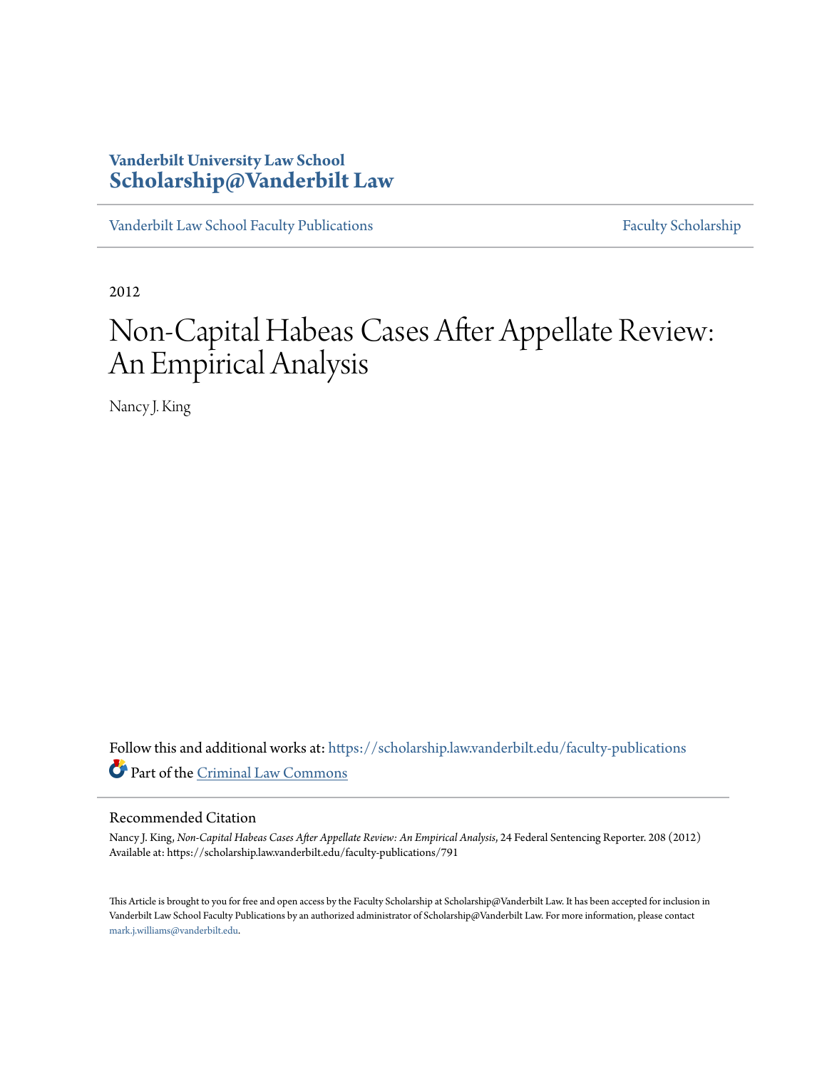Vanderbilt University Law School
**Scholarship@Vanderbilt Law**

Vanderbilt Law School Faculty Publications | Faculty Scholarship

2012

# Non-Capital Habeas Cases After Appellate Review: An Empirical Analysis

Nancy J. King

Follow this and additional works at: https://scholarship.law.vanderbilt.edu/faculty-publications

Part of the Criminal Law Commons

## Recommended Citation

Nancy J. King, *Non-Capital Habeas Cases After Appellate Review: An Empirical Analysis*, 24 Federal Sentencing Reporter. 208 (2012)
Available at: https://scholarship.law.vanderbilt.edu/faculty-publications/791

This Article is brought to you for free and open access by the Faculty Scholarship at Scholarship@Vanderbilt Law. It has been accepted for inclusion in Vanderbilt Law School Faculty Publications by an authorized administrator of Scholarship@Vanderbilt Law. For more information, please contact mark.j.williams@vanderbilt.edu.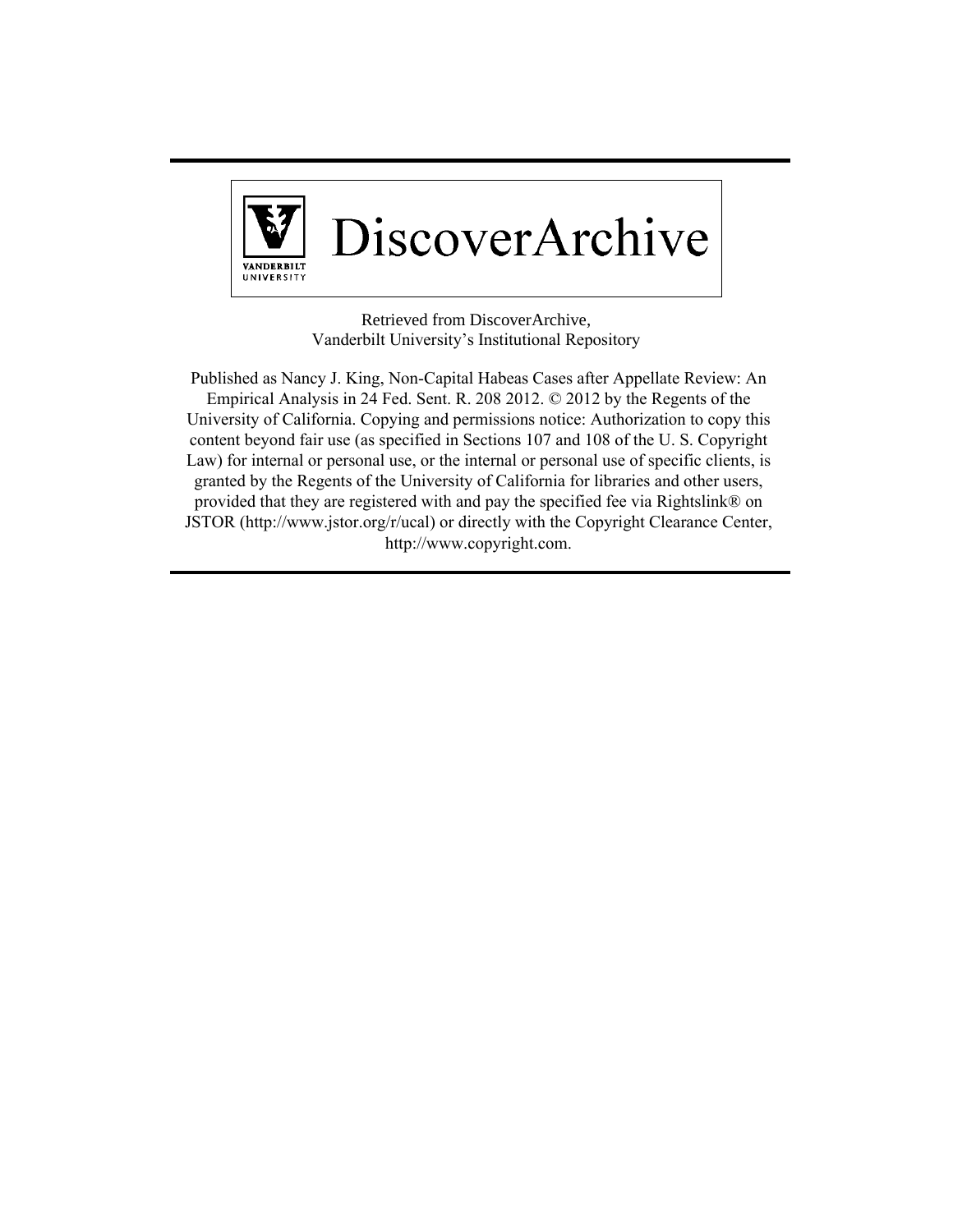DiscoverArchive

Retrieved from DiscoverArchive,
Vanderbilt University's Institutional Repository

Published as Nancy J. King, Non-Capital Habeas Cases after Appellate Review: An Empirical Analysis in 24 Fed. Sent. R. 208 2012. © 2012 by the Regents of the University of California. Copying and permissions notice: Authorization to copy this content beyond fair use (as specified in Sections 107 and 108 of the U. S. Copyright Law) for internal or personal use, or the internal or personal use of specific clients, is granted by the Regents of the University of California for libraries and other users, provided that they are registered with and pay the specified fee via Rightslink® on JSTOR (http://www.jstor.org/r/ucal) or directly with the Copyright Clearance Center, http://www.copyright.com.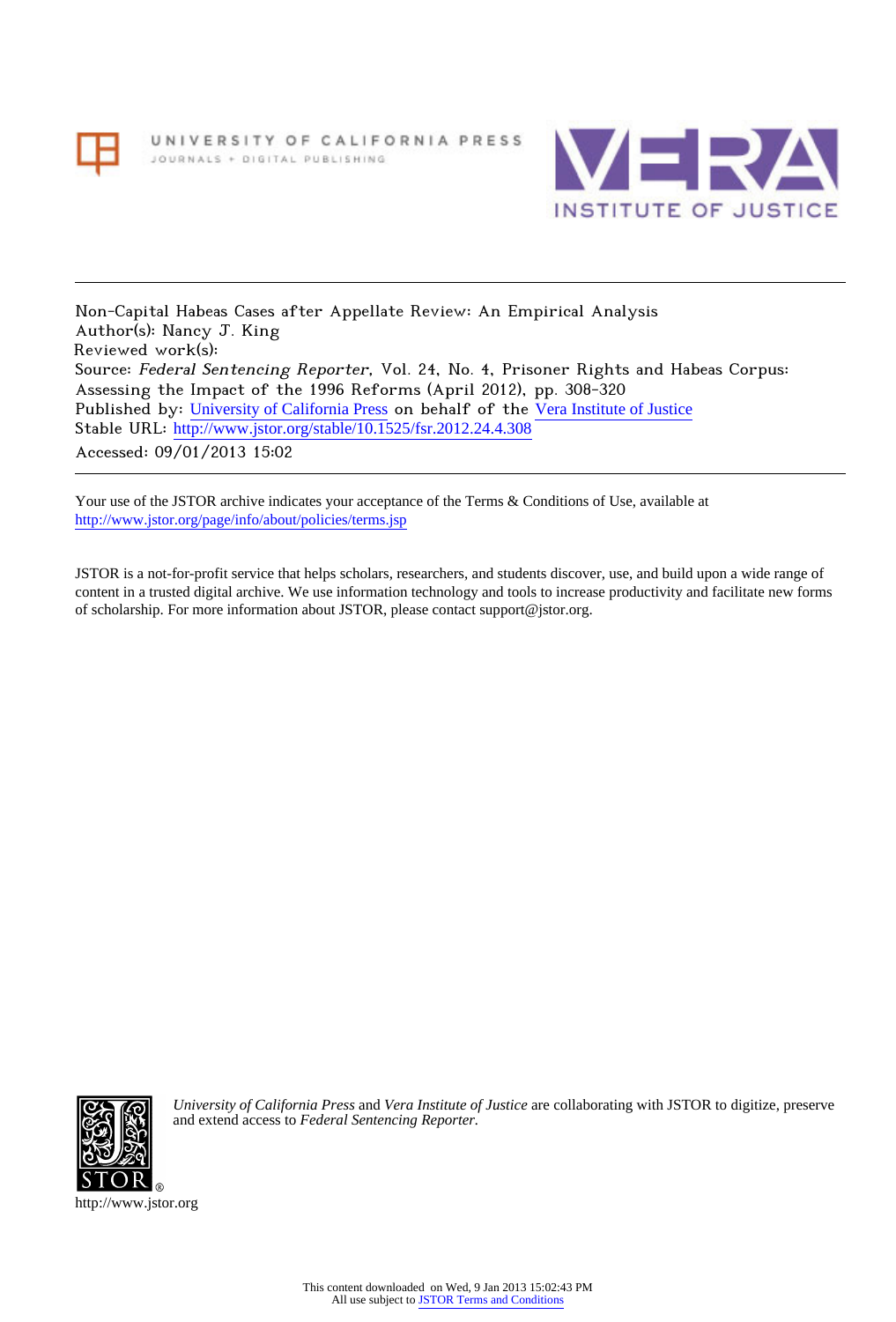Non-Capital Habeas Cases after Appellate Review: An Empirical Analysis
Author(s): Nancy J. King
Reviewed work(s):
Source: *Federal Sentencing Reporter*, Vol. 24, No. 4, Prisoner Rights and Habeas Corpus: Assessing the Impact of the 1996 Reforms (April 2012), pp. 308-320
Published by: University of California Press on behalf of the Vera Institute of Justice
Stable URL: http://www.jstor.org/stable/10.1525/fsr.2012.24.4.308
Accessed: 09/01/2013 15:02

Your use of the JSTOR archive indicates your acceptance of the Terms & Conditions of Use, available at http://www.jstor.org/page/info/about/policies/terms.jsp

JSTOR is a not-for-profit service that helps scholars, researchers, and students discover, use, and build upon a wide range of content in a trusted digital archive. We use information technology and tools to increase productivity and facilitate new forms of scholarship. For more information about JSTOR, please contact support@jstor.org.

*University of California Press* and *Vera Institute of Justice* are collaborating with JSTOR to digitize, preserve and extend access to *Federal Sentencing Reporter*.

http://www.jstor.org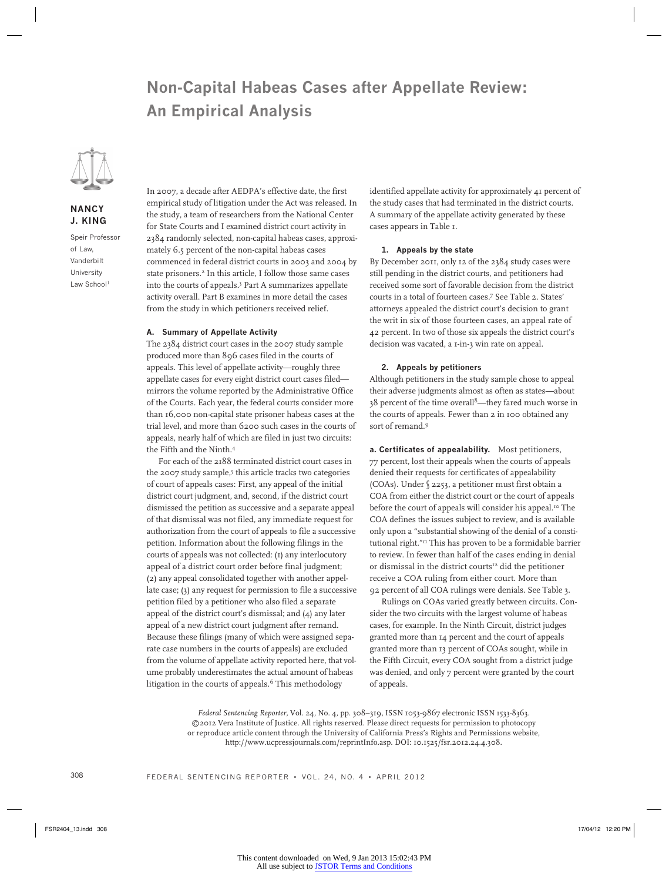# Non-Capital Habeas Cases after Appellate Review: An Empirical Analysis

**NANCY J. KING**

Speir Professor of Law, Vanderbilt University Law School[1]

In 2007, a decade after AEDPA's effective date, the first empirical study of litigation under the Act was released. In the study, a team of researchers from the National Center for State Courts and I examined district court activity in 2384 randomly selected, non-capital habeas cases, approximately 6.5 percent of the non-capital habeas cases commenced in federal district courts in 2003 and 2004 by state prisoners.[2] In this article, I follow those same cases into the courts of appeals.[3] Part A summarizes appellate activity overall. Part B examines in more detail the cases from the study in which petitioners received relief.

### A. Summary of Appellate Activity

The 2384 district court cases in the 2007 study sample produced more than 896 cases filed in the courts of appeals. This level of appellate activity—roughly three appellate cases for every eight district court cases filed—mirrors the volume reported by the Administrative Office of the Courts. Each year, the federal courts consider more than 16,000 non-capital state prisoner habeas cases at the trial level, and more than 6200 such cases in the courts of appeals, nearly half of which are filed in just two circuits: the Fifth and the Ninth.[4]

For each of the 2188 terminated district court cases in the 2007 study sample,[5] this article tracks two categories of court of appeals cases: First, any appeal of the initial district court judgment, and, second, if the district court dismissed the petition as successive and a separate appeal of that dismissal was not filed, any immediate request for authorization from the court of appeals to file a successive petition. Information about the following filings in the courts of appeals was not collected: (1) any interlocutory appeal of a district court order before final judgment; (2) any appeal consolidated together with another appellate case; (3) any request for permission to file a successive petition filed by a petitioner who also filed a separate appeal of the district court's dismissal; and (4) any later appeal of a new district court judgment after remand. Because these filings (many of which were assigned separate case numbers in the courts of appeals) are excluded from the volume of appellate activity reported here, that volume probably underestimates the actual amount of habeas litigation in the courts of appeals.[6] This methodology identified appellate activity for approximately 41 percent of the study cases that had terminated in the district courts. A summary of the appellate activity generated by these cases appears in Table 1.

#### 1. Appeals by the state

By December 2011, only 12 of the 2384 study cases were still pending in the district courts, and petitioners had received some sort of favorable decision from the district courts in a total of fourteen cases.[7] See Table 2. States' attorneys appealed the district court's decision to grant the writ in six of those fourteen cases, an appeal rate of 42 percent. In two of those six appeals the district court's decision was vacated, a 1-in-3 win rate on appeal.

#### 2. Appeals by petitioners

Although petitioners in the study sample chose to appeal their adverse judgments almost as often as states—about 38 percent of the time overall[8]—they fared much worse in the courts of appeals. Fewer than 2 in 100 obtained any sort of remand.[9]

**a. Certificates of appealability.** Most petitioners, 77 percent, lost their appeals when the courts of appeals denied their requests for certificates of appealability (COAs). Under § 2253, a petitioner must first obtain a COA from either the district court or the court of appeals before the court of appeals will consider his appeal.[10] The COA defines the issues subject to review, and is available only upon a "substantial showing of the denial of a constitutional right."[11] This has proven to be a formidable barrier to review. In fewer than half of the cases ending in denial or dismissal in the district courts[12] did the petitioner receive a COA ruling from either court. More than 92 percent of all COA rulings were denials. See Table 3.

Rulings on COAs varied greatly between circuits. Consider the two circuits with the largest volume of habeas cases, for example. In the Ninth Circuit, district judges granted more than 14 percent and the court of appeals granted more than 13 percent of COAs sought, while in the Fifth Circuit, every COA sought from a district judge was denied, and only 7 percent were granted by the court of appeals.

*Federal Sentencing Reporter*, Vol. 24, No. 4, pp. 308–319, ISSN 1053-9867 electronic ISSN 1533-8363. ©2012 Vera Institute of Justice. All rights reserved. Please direct requests for permission to photocopy or reproduce article content through the University of California Press's Rights and Permissions website, http://www.ucpressjournals.com/reprintInfo.asp. DOI: 10.1525/fsr.2012.24.4.308.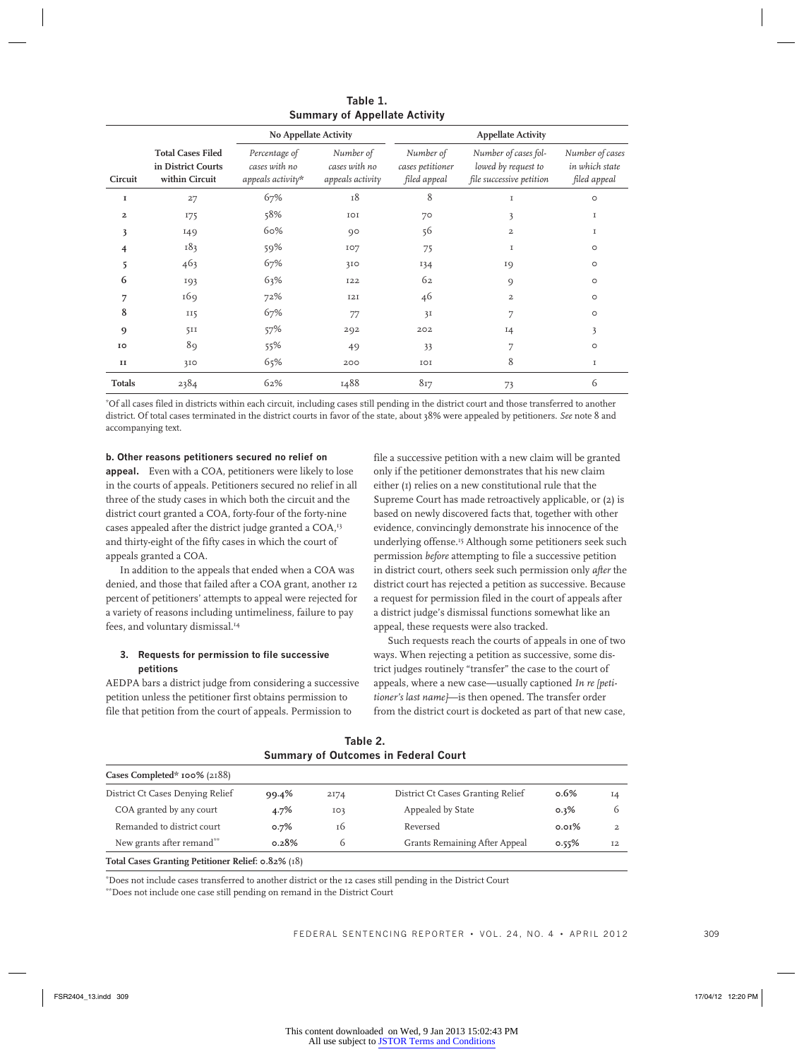**Table 1.**
**Summary of Appellate Activity**

| | | No Appellate Activity | | Appellate Activity | | |
|---|---|---|---|---|---|---|
| Circuit | Total Cases Filed in District Courts within Circuit | *Percentage of cases with no appeals activity** | *Number of cases with no appeals activity* | *Number of cases petitioner filed appeal* | *Number of cases followed by request to file successive petition* | *Number of cases in which state filed appeal* |
| 1 | 27 | 67% | 18 | 8 | 1 | 0 |
| 2 | 175 | 58% | 101 | 70 | 3 | 1 |
| 3 | 149 | 60% | 90 | 56 | 2 | 1 |
| 4 | 183 | 59% | 107 | 75 | 1 | 0 |
| 5 | 463 | 67% | 310 | 134 | 19 | 0 |
| 6 | 193 | 63% | 122 | 62 | 9 | 0 |
| 7 | 169 | 72% | 121 | 46 | 2 | 0 |
| 8 | 115 | 67% | 77 | 31 | 7 | 0 |
| 9 | 511 | 57% | 292 | 202 | 14 | 3 |
| 10 | 89 | 55% | 49 | 33 | 7 | 0 |
| 11 | 310 | 65% | 200 | 101 | 8 | 1 |
| Totals | 2384 | 62% | 1488 | 817 | 73 | 6 |

*Of all cases filed in districts within each circuit, including cases still pending in the district court and those transferred to another district. Of total cases terminated in the district courts in favor of the state, about 38% were appealed by petitioners. *See* note 8 and accompanying text.

**b. Other reasons petitioners secured no relief on appeal.** Even with a COA, petitioners were likely to lose in the courts of appeals. Petitioners secured no relief in all three of the study cases in which both the circuit and the district court granted a COA, forty-four of the forty-nine cases appealed after the district judge granted a COA,[13] and thirty-eight of the fifty cases in which the court of appeals granted a COA.

In addition to the appeals that ended when a COA was denied, and those that failed after a COA grant, another 12 percent of petitioners' attempts to appeal were rejected for a variety of reasons including untimeliness, failure to pay fees, and voluntary dismissal.[14]

### 3. Requests for permission to file successive petitions

AEDPA bars a district judge from considering a successive petition unless the petitioner first obtains permission to file that petition from the court of appeals. Permission to file a successive petition with a new claim will be granted only if the petitioner demonstrates that his new claim either (1) relies on a new constitutional rule that the Supreme Court has made retroactively applicable, or (2) is based on newly discovered facts that, together with other evidence, convincingly demonstrate his innocence of the underlying offense.[15] Although some petitioners seek such permission *before* attempting to file a successive petition in district court, others seek such permission only *after* the district court has rejected a petition as successive. Because a request for permission filed in the court of appeals after a district judge's dismissal functions somewhat like an appeal, these requests were also tracked.

Such requests reach the courts of appeals in one of two ways. When rejecting a petition as successive, some district judges routinely "transfer" the case to the court of appeals, where a new case—usually captioned *In re [petitioner's last name]*—is then opened. The transfer order from the district court is docketed as part of that new case,

**Table 2.**
**Summary of Outcomes in Federal Court**

| Cases Completed* 100% (2188) | | | | | |
|---|---|---|---|---|---|
| District Ct Cases Denying Relief | 99.4% | 2174 | District Ct Cases Granting Relief | 0.6% | 14 |
| COA granted by any court | 4.7% | 103 | Appealed by State | 0.3% | 6 |
| Remanded to district court | 0.7% | 16 | Reversed | 0.01% | 2 |
| New grants after remand** | 0.28% | 6 | Grants Remaining After Appeal | 0.55% | 12 |
| **Total Cases Granting Petitioner Relief: 0.82% (18)** | | | | | |

*Does not include cases transferred to another district or the 12 cases still pending in the District Court
**Does not include one case still pending on remand in the District Court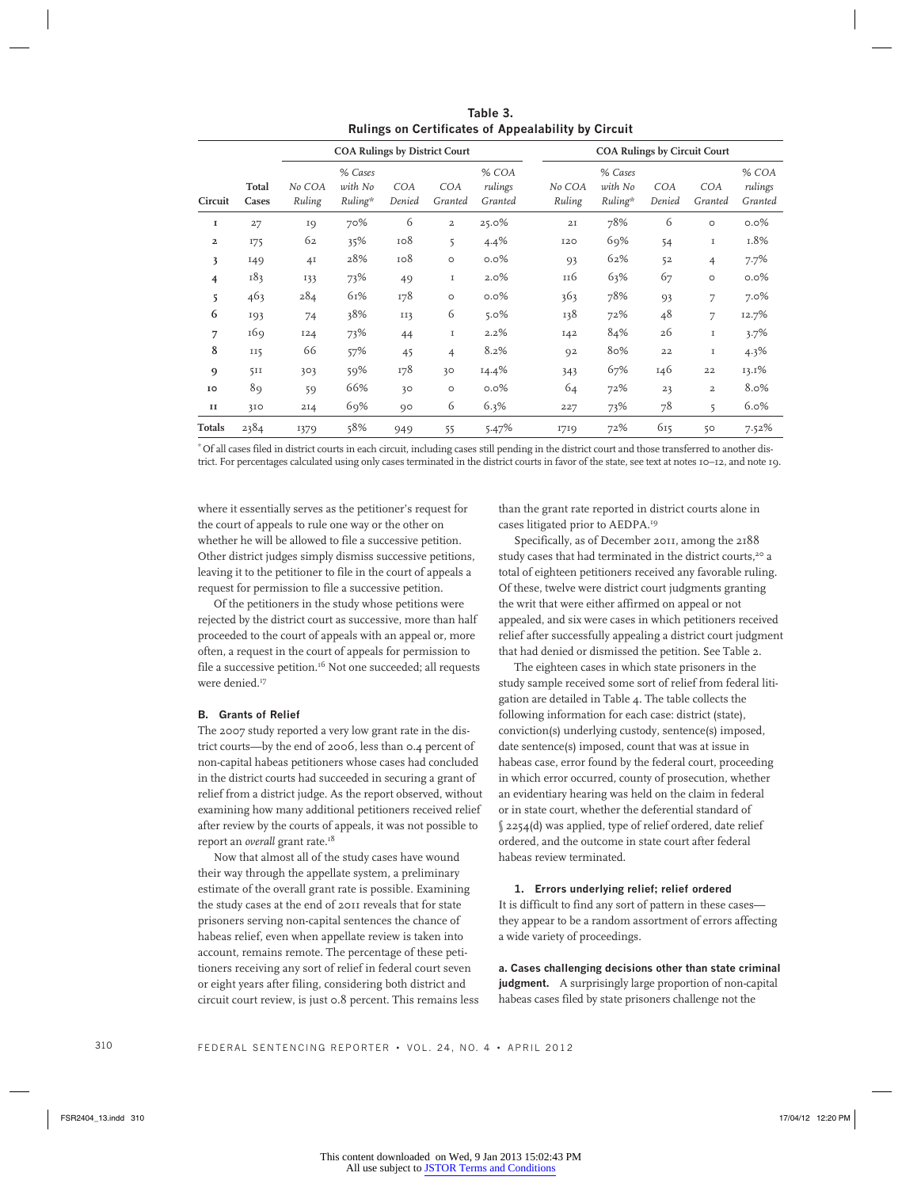**Table 3.**
**Rulings on Certificates of Appealability by Circuit**

| | | COA Rulings by District Court | | | | | COA Rulings by Circuit Court | | | | |
|---|---|---|---|---|---|---|---|---|---|---|---|
| Circuit | Total Cases | *No COA Ruling* | *% Cases with No Ruling** | *COA Denied* | *COA Granted* | *% COA rulings Granted* | *No COA Ruling* | *% Cases with No Ruling** | *COA Denied* | *COA Granted* | *% COA rulings Granted* |
| 1 | 27 | 19 | 70% | 6 | 2 | 25.0% | 21 | 78% | 6 | 0 | 0.0% |
| 2 | 175 | 62 | 35% | 108 | 5 | 4.4% | 120 | 69% | 54 | 1 | 1.8% |
| 3 | 149 | 41 | 28% | 108 | 0 | 0.0% | 93 | 62% | 52 | 4 | 7.7% |
| 4 | 183 | 133 | 73% | 49 | 1 | 2.0% | 116 | 63% | 67 | 0 | 0.0% |
| 5 | 463 | 284 | 61% | 178 | 0 | 0.0% | 363 | 78% | 93 | 7 | 7.0% |
| 6 | 193 | 74 | 38% | 113 | 6 | 5.0% | 138 | 72% | 48 | 7 | 12.7% |
| 7 | 169 | 124 | 73% | 44 | 1 | 2.2% | 142 | 84% | 26 | 1 | 3.7% |
| 8 | 115 | 66 | 57% | 45 | 4 | 8.2% | 92 | 80% | 22 | 1 | 4.3% |
| 9 | 511 | 303 | 59% | 178 | 30 | 14.4% | 343 | 67% | 146 | 22 | 13.1% |
| 10 | 89 | 59 | 66% | 30 | 0 | 0.0% | 64 | 72% | 23 | 2 | 8.0% |
| 11 | 310 | 214 | 69% | 90 | 6 | 6.3% | 227 | 73% | 78 | 5 | 6.0% |
| **Totals** | 2384 | 1379 | 58% | 949 | 55 | 5.47% | 1719 | 72% | 615 | 50 | 7.52% |

\* Of all cases filed in district courts in each circuit, including cases still pending in the district court and those transferred to another district. For percentages calculated using only cases terminated in the district courts in favor of the state, see text at notes 10–12, and note 19.

where it essentially serves as the petitioner's request for the court of appeals to rule one way or the other on whether he will be allowed to file a successive petition. Other district judges simply dismiss successive petitions, leaving it to the petitioner to file in the court of appeals a request for permission to file a successive petition.

Of the petitioners in the study whose petitions were rejected by the district court as successive, more than half proceeded to the court of appeals with an appeal or, more often, a request in the court of appeals for permission to file a successive petition.[16] Not one succeeded; all requests were denied.[17]

### B. Grants of Relief

The 2007 study reported a very low grant rate in the district courts—by the end of 2006, less than 0.4 percent of non-capital habeas petitioners whose cases had concluded in the district courts had succeeded in securing a grant of relief from a district judge. As the report observed, without examining how many additional petitioners received relief after review by the courts of appeals, it was not possible to report an *overall* grant rate.[18]

Now that almost all of the study cases have wound their way through the appellate system, a preliminary estimate of the overall grant rate is possible. Examining the study cases at the end of 2011 reveals that for state prisoners serving non-capital sentences the chance of habeas relief, even when appellate review is taken into account, remains remote. The percentage of these petitioners receiving any sort of relief in federal court seven or eight years after filing, considering both district and circuit court review, is just 0.8 percent. This remains less than the grant rate reported in district courts alone in cases litigated prior to AEDPA.[19]

Specifically, as of December 2011, among the 2188 study cases that had terminated in the district courts,[20] a total of eighteen petitioners received any favorable ruling. Of these, twelve were district court judgments granting the writ that were either affirmed on appeal or not appealed, and six were cases in which petitioners received relief after successfully appealing a district court judgment that had denied or dismissed the petition. See Table 2.

The eighteen cases in which state prisoners in the study sample received some sort of relief from federal litigation are detailed in Table 4. The table collects the following information for each case: district (state), conviction(s) underlying custody, sentence(s) imposed, date sentence(s) imposed, count that was at issue in habeas case, error found by the federal court, proceeding in which error occurred, county of prosecution, whether an evidentiary hearing was held on the claim in federal or in state court, whether the deferential standard of § 2254(d) was applied, type of relief ordered, date relief ordered, and the outcome in state court after federal habeas review terminated.

#### 1. Errors underlying relief; relief ordered

It is difficult to find any sort of pattern in these cases—they appear to be a random assortment of errors affecting a wide variety of proceedings.

**a. Cases challenging decisions other than state criminal judgment.** A surprisingly large proportion of non-capital habeas cases filed by state prisoners challenge not the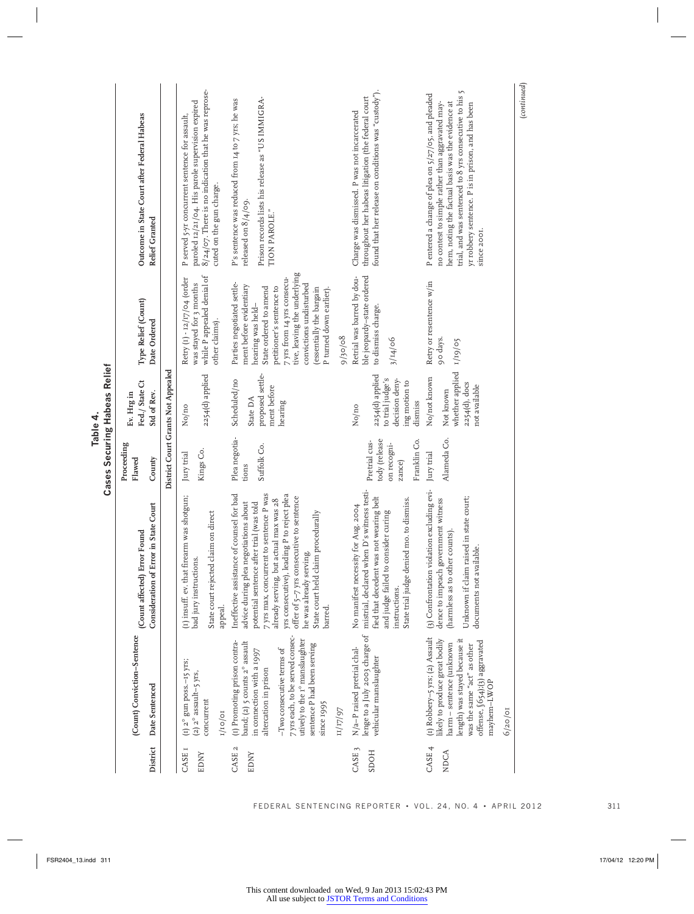# Table 4.
## Cases Securing Habeas Relief

| District | (Count) Conviction–Sentence<br>Date Sentenced | (Count affected) Error Found<br>Consideration of Error in State Court | Proceeding Flawed<br>County | Ev. Hrg in Fed./State Ct<br>Std of Rev. | Type Relief (Count)<br>Date Ordered | Outcome in State Court after Federal Habeas Relief Granted |
|---|---|---|---|---|---|---|
| **District Court Grants Not Appealed** | | | | | | |
| CASE 1<br>EDNY | (1) 2° gun poss.–15 yrs; (2) 2° assault–5 yrs, concurrent<br>1/10/01 | (1) insuff. ev. that firearm was shotgun; bad jury instructions.<br>State court rejected claim on direct appeal. | Jury trial<br>Kings Co. | No/no<br>2254(d) applied | Retry (1) - 12/17/04 (order was stayed for 3 months while P appealed denial of other claims). | P served 5-yr concurrent sentence for assault, paroled 12/21/04. His parole supervision expired 8/24/07. There is no indication that he was reprosecuted on the gun charge. |
| CASE 2<br>EDNY | (1) Promoting prison contraband; (2) 5 counts 2° assault in connection with a 1997 altercation in prison<br>–Two consecutive terms of 7 yrs each, to be served consecutively to the 1° manslaughter sentence P had been serving since 1995<br>11/17/97 | Ineffective assistance of counsel for bad advice during plea negotiations about potential sentence after trial (was told 7 yrs max, concurrent to sentence P was already serving, but actual max was 28 yrs consecutive), leading P to reject plea offer of 5–7 yrs consecutive to sentence he was already serving.<br>State court held claim procedurally barred. | Plea negotiations<br>Suffolk Co. | Scheduled/no<br>State DA proposed settlement before hearing | Parties negotiated settlement before evidentiary hearing was held–State ordered to amend petitioner's sentence to 7 yrs from 14 yrs consecutive, leaving the underlying convictions undisturbed (essentially the bargain P turned down earlier).<br>9/30/08 | P's sentence was reduced from 14 to 7 yrs; he was released on 8/4/09.<br>Prison records lists his release as "US IMMIGRATION PAROLE." |
| CASE 3<br>SDOH | N/a–P raised pretrial challenge to a July 2003 charge of vehicular manslaughter | No manifest necessity for Aug. 2004 mistrial, declared when D's witness testified that decedent was not wearing belt and judge failed to consider curing instructions.<br>State trial judge denied mo. to dismiss. | Pretrial custody (release on recognizance)<br>Franklin Co. | No/no<br>2254(d) applied to trial judge's decision denying motion to dismiss | Retrial was barred by double jeopardy–state ordered to dismiss charge.<br>3/14/06 | Charge was dismissed. P was not incarcerated throughout her habeas litigation (the federal court found that her release on conditions was "custody"). |
| CASE 4<br>NDCA | (1) Robbery–5 yrs; (2) Assault likely to produce great bodily harm – sentence (unknown length) was stayed because it was the same "act" as other offense, §654;(3) aggravated mayhem–LWOP<br>6/20/01 | (3) Confrontation violation excluding evidence to impeach government witness (harmless as to other counts).<br>Unknown if claim raised in state court; documents not available. | Jury trial<br>Alameda Co. | No/not known<br>Not known whether applied 2254(d), docs not available | Retry or resentence w/in 90 days.<br>1/19/05 | P entered a change of plea on 5/27/05, and pleaded no contest to simple rather than aggravated mayhem, noting the factual basis was the evidence at trial, and was sentenced to 8 yrs consecutive to his 5 yr robbery sentence. P is in prison, and has been since 2001. |

*(continued)*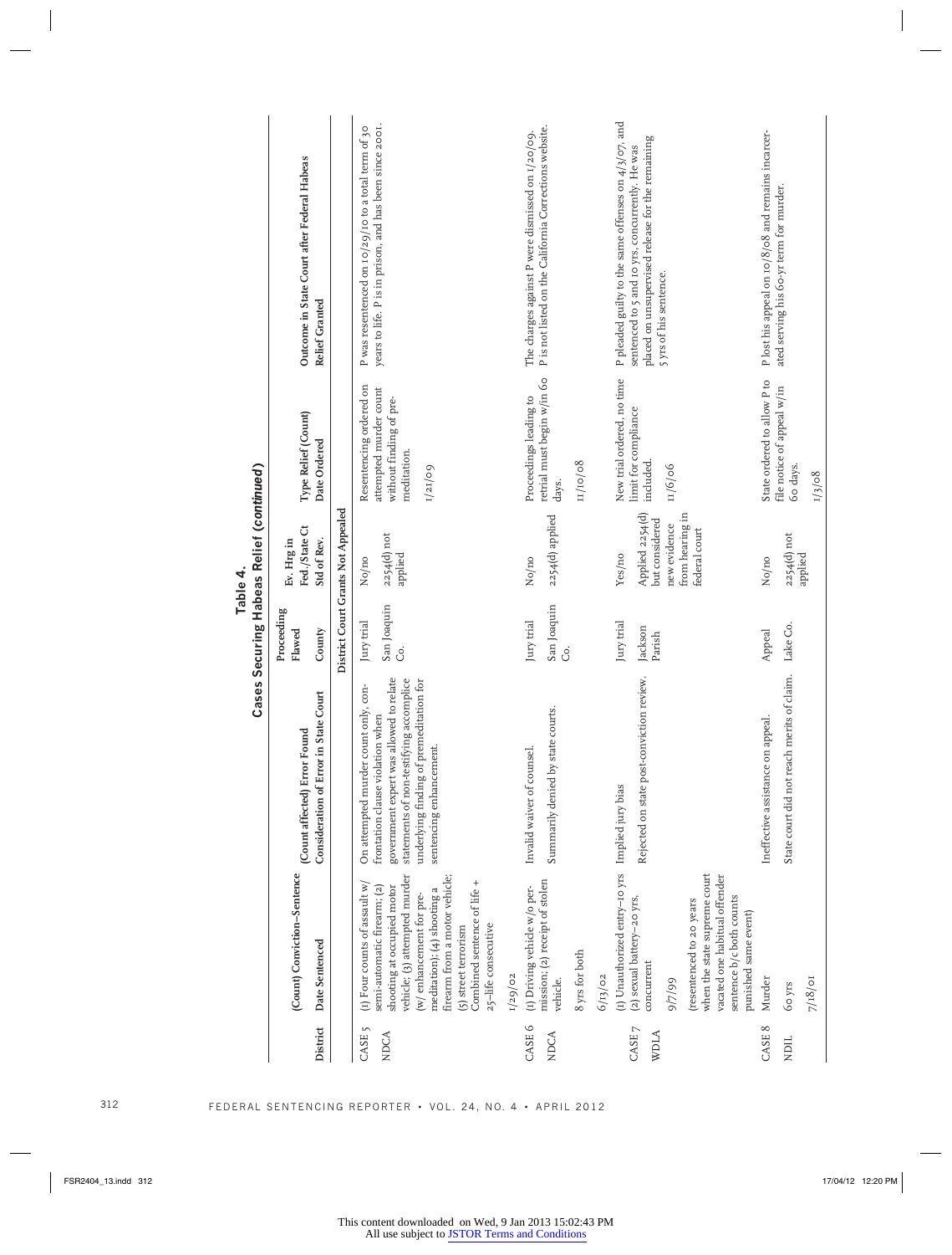**Table 4.**
**Cases Securing Habeas Relief (*continued*)**

| District | (Count) Conviction–Sentence<br>Date Sentenced | (Count affected) Error Found<br>Consideration of Error in State Court | Proceeding Flawed<br>County | Ev. Hrg in Fed./State Ct<br>Std of Rev. | Type Relief (Count)<br>Date Ordered | Outcome in State Court after Federal Habeas Relief Granted |
|---|---|---|---|---|---|---|
| **District Court Grants Not Appealed** | | | | | | |
| CASE 5<br>NDCA | (1) Four counts of assault w/ semi-automatic firearm; (2) shooting at occupied motor vehicle; (3) attempted murder (w/ enhancement for pre-meditation); (4) shooting a firearm from a motor vehicle; (5) street terrorism<br>Combined sentence of life + 25-life consecutive<br>1/29/02 | On attempted murder count only, confrontation clause violation when government expert was allowed to relate statements of non-testifying accomplice underlying finding of premeditation for sentencing enhancement. | Jury trial<br>San Joaquin Co. | No/no<br>2254(d) not applied | Resentencing ordered on attempted murder count without finding of premeditation.<br>1/21/09 | P was resentenced on 10/29/10 to a total term of 30 years to life. P is in prison, and has been since 2001. |
| CASE 6<br>NDCA | (1) Driving vehicle w/o permission; (2) receipt of stolen vehicle.<br>8 yrs for both<br>6/13/02 | Invalid waiver of counsel.<br>Summarily denied by state courts. | Jury trial<br>San Joaquin Co. | No/no<br>2254(d) applied | Proceedings leading to retrial must begin w/in 60 days.<br>11/10/08 | The charges against P were dismissed on 1/20/09. P is not listed on the California Corrections website. |
| CASE 7<br>WDLA | (1) Unauthorized entry–10 yrs (2) sexual battery–20 yrs, concurrent<br>9/7/99<br>(resentenced to 20 years when the state supreme court vacated one habitual offender sentence b/c both counts punished same event) | Implied jury bias<br>Rejected on state post-conviction review. | Jury trial<br>Jackson Parish | Yes/no<br>Applied 2254(d) but considered new evidence from hearing in federal court | New trial ordered, no time limit for compliance included.<br>11/6/06 | P pleaded guilty to the same offenses on 4/3/07, and sentenced to 5 and 10 yrs, concurrently. He was placed on unsupervised release for the remaining 5 yrs of his sentence. |
| CASE 8<br>NDIL | Murder<br>60 yrs<br>7/18/01 | Ineffective assistance on appeal.<br>State court did not reach merits of claim. | Appeal<br>Lake Co. | No/no<br>2254(d) not applied | State ordered to allow P to file notice of appeal w/in 60 days.<br>1/3/08 | P lost his appeal on 10/8/08 and remains incarcerated serving his 60-yr term for murder. |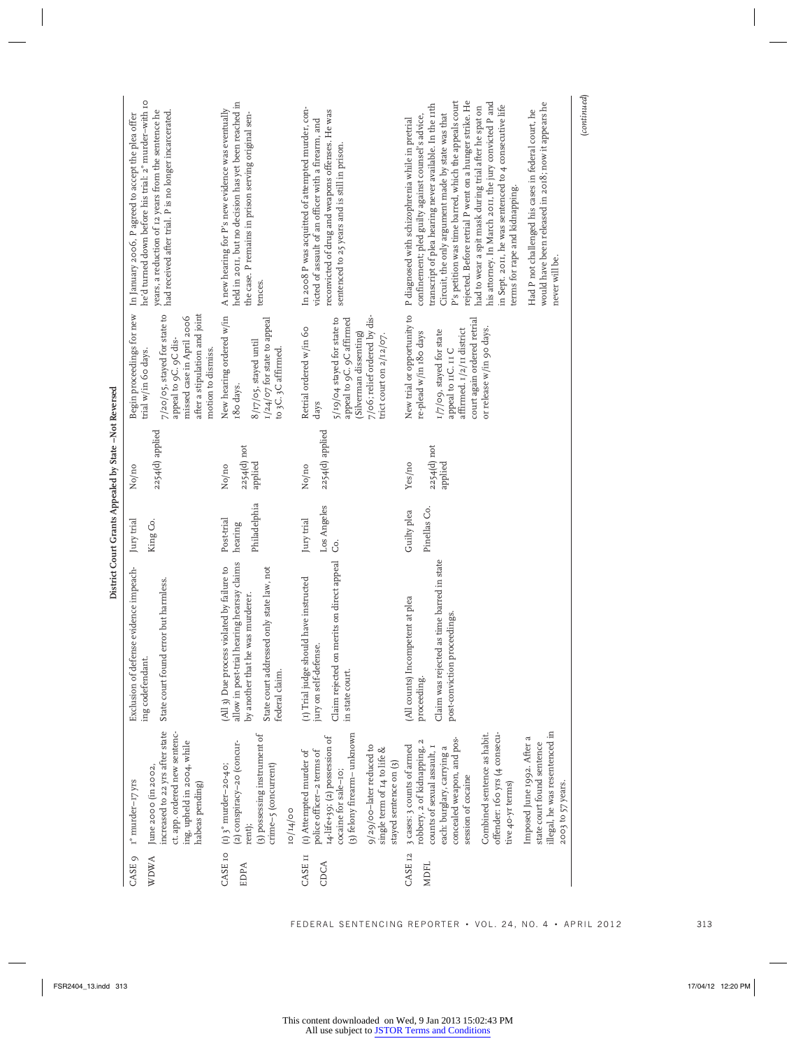**District Court Grants Appealed by State – Not Reversed**

| | | | | | | |
|---|---|---|---|---|---|---|
| CASE 9 WDWA | 1° murder–17 yrs<br><br>June 2000 (in 2002, increased to 22 yrs after state ct. app. ordered new sentencing, upheld in 2004, while habeas pending) | Exclusion of defense evidence impeaching codefendant.<br><br>State court found error but harmless. | Jury trial<br><br>King Co. | No/no<br><br>2254(d) applied | Begin proceedings for new trial w/in 60 days.<br><br>7/20/05, stayed for state to appeal to 9C. 9C dismissed case in April 2006 after a stipulation and joint motion to dismiss. | In January 2006, P agreed to accept the plea offer he'd turned down before his trial: 2° murder–with 10 years, a reduction of 12 years from the sentence he had received after trial. P is no longer incarcerated. |
| CASE 10 EDPA | (1) 3° murder–20-40;<br>(2) conspiracy–20 (concurrent);<br>(3) possessing instrument of crime–5 (concurrent)<br><br>10/14/00 | (All 3) Due process violated by failure to allow in post-trial hearing hearsay claims by another that he was murderer.<br><br>State court addressed only state law, not federal claim. | Post-trial hearing<br><br>Philadelphia | No/no<br><br>2254(d) not applied | New hearing ordered w/in 180 days.<br><br>8/17/05, stayed until 1/24/07 for state to appeal to 3C. 3C affirmed. | A new hearing for P's new evidence was eventually held in 2011, but no decision has yet been reached in the case. P remains in prison serving original sentences. |
| CASE 11 CDCA | (1) Attempted murder of police officer–2 terms of 14-life+39; (2) possession of cocaine for sale–10;<br>(3) felony firearm– unknown<br><br>9/29/00–later reduced to single term of 14 to life & stayed sentence on (3) | (1) Trial judge should have instructed jury on self-defense.<br><br>Claim rejected on merits on direct appeal in state court. | Jury trial<br><br>Los Angeles Co. | No/no<br><br>2254(d) applied | Retrial ordered w/in 60 days<br><br>5/19/04 stayed for state to appeal to 9C. 9C affirmed (Silverman dissenting) 7/06; relief ordered by district court on 2/12/07. | In 2008 P was acquitted of attempted murder, convicted of assault of an officer with a firearm, and reconvicted of drug and weapons offenses. He was sentenced to 25 years and is still in prison. |
| CASE 12 MDFL | 3 cases: 3 counts of armed robbery, 2 of kidnapping, 2 counts of sexual assault, 1 each: burglary, carrying a concealed weapon, and possession of cocaine<br><br>Combined sentence as habit. offender: 160 yrs (4 consecutive 40-yr terms)<br><br>Imposed June 1992. After a state court found sentence illegal, he was resentenced in 2003 to 57 years. | (All counts) Incompetent at plea proceeding.<br><br>Claim was rejected as time barred in state post-conviction proceedings. | Guilty plea<br><br>Pinellas Co. | Yes/no<br><br>2254(d) not applied | New trial or opportunity to re-plead w/in 180 days<br><br>1/7/09, stayed for state appeal to 11C. 11C affirmed. 1/2/11 district court again ordered retrial or release w/in 90 days. | P diagnosed with schizophrenia while in pretrial confinement; pled guilty against counsel's advice, transcript of plea hearing never available. In the 11th Circuit, the only argument made by state was that P's petition was time barred, which the appeals court rejected. Before retrial P went on a hunger strike. He had to wear a spit mask during trial after he spat on his attorney. In March 2011, the jury convicted P and in Sept. 2011, he was sentenced to 4 consecutive life terms for rape and kidnapping.<br><br>Had P not challenged his cases in federal court, he would have been released in 2018; now it appears he never will be. |

(*continued*)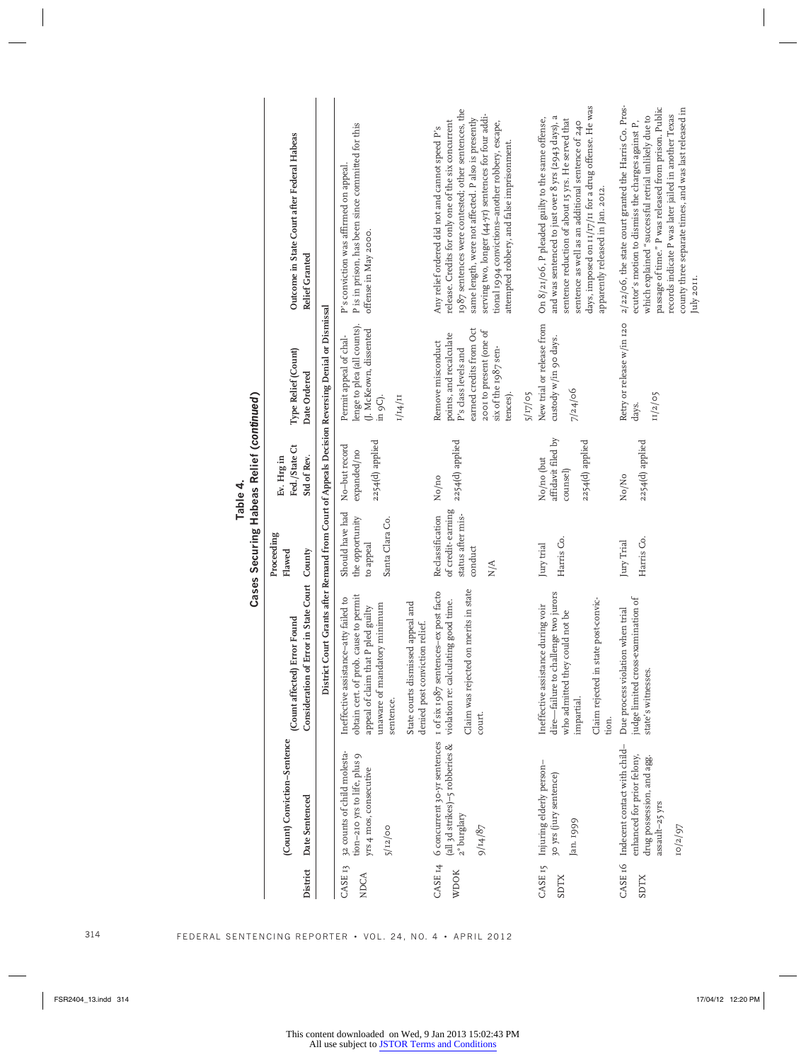**Table 4.**
**Cases Securing Habeas Relief (*continued*)**

| District | (Count) Conviction–Sentence / Date Sentenced | (Count affected) Error Found / Consideration of Error in State Court | Proceeding Flawed / County | Ev. Hrg in Fed./State Ct / Std of Rev. | Type Relief (Count) / Date Ordered | Outcome in State Court after Federal Habeas Relief Granted |
|---|---|---|---|---|---|---|
| **District Court Grants after Remand from Court of Appeals Decision Reversing Denial or Dismissal** | | | | | | |
| CASE 13 NDCA | 32 counts of child molestation–210 yrs to life, plus 9 yrs 4 mos, consecutive<br><br>5/12/00 | Ineffective assistance–atty failed to obtain cert. of prob. cause to permit appeal of claim that P pled guilty unaware of mandatory minimum sentence.<br><br>State courts dismissed appeal and denied post conviction relief. | Should have had the opportunity to appeal<br><br>Santa Clara Co. | No–but record expanded/no<br><br>2254(d) applied | Permit appeal of challenge to plea (all counts). (J. McKeown, dissented in 9C).<br><br>1/14/11 | P's conviction was affirmed on appeal. P is in prison, has been since committed for this offense in May 2000. |
| CASE 14 WDOK | 6 concurrent 30-yr sentences (all 3d strikes)–5 robberies & 2° burglary<br><br>9/14/87 | 1 of six 1987 sentences–ex post facto violation re: calculating good time.<br><br>Claim was rejected on merits in state court. | Reclassification of credit-earning status after misconduct<br><br>N/A | No/no<br><br>2254(d) applied | Remove misconduct points, and recalculate P's class levels and earned credits from Oct 2001 to present (one of six of the 1987 sentences).<br><br>5/17/05 | Any relief ordered did not and cannot speed P's release. Credits for only one of the six concurrent 1987 sentences were contested; other sentences, the same length, were not affected. P also is presently serving two, longer (44-yr) sentences for four additional 1994 convictions–another robbery, escape, attempted robbery, and false imprisonment. |
| CASE 15 SDTX | Injuring elderly person–30 yrs (jury sentence)<br><br>Jan. 1999 | Ineffective assistance during voir dire—failure to challenge two jurors who admitted they could not be impartial.<br><br>Claim rejected in state post-conviction. | Jury trial<br><br>Harris Co. | No/no (but affidavit filed by counsel)<br><br>2254(d) applied | New trial or release from custody w/in 90 days.<br><br>7/24/06 | On 8/21/06, P pleaded guilty to the same offense, and was sentenced to just over 8 yrs (2943 days), a sentence reduction of about 15 yrs. He served that sentence as well as an additional sentence of 240 days, imposed on 11/17/11 for a drug offense. He was apparently released in Jan. 2012. |
| CASE 16 SDTX | Indecent contact with child–enhanced for prior felony, drug possession, and agg. assault–25 yrs<br><br>10/2/97 | Due process violation when trial judge limited cross-examination of state's witnesses. | Jury Trial<br><br>Harris Co. | No/No<br><br>2254(d) applied | Retry or release w/in 120 days.<br><br>11/2/05 | 2/22/06, the state court granted the Harris Co. Prosecutor's motion to dismiss the charges against P, which explained "successful retrial unlikely due to passage of time." P was released from prison. Public records indicate P was later jailed in another Texas county three separate times, and was last released in July 2011. |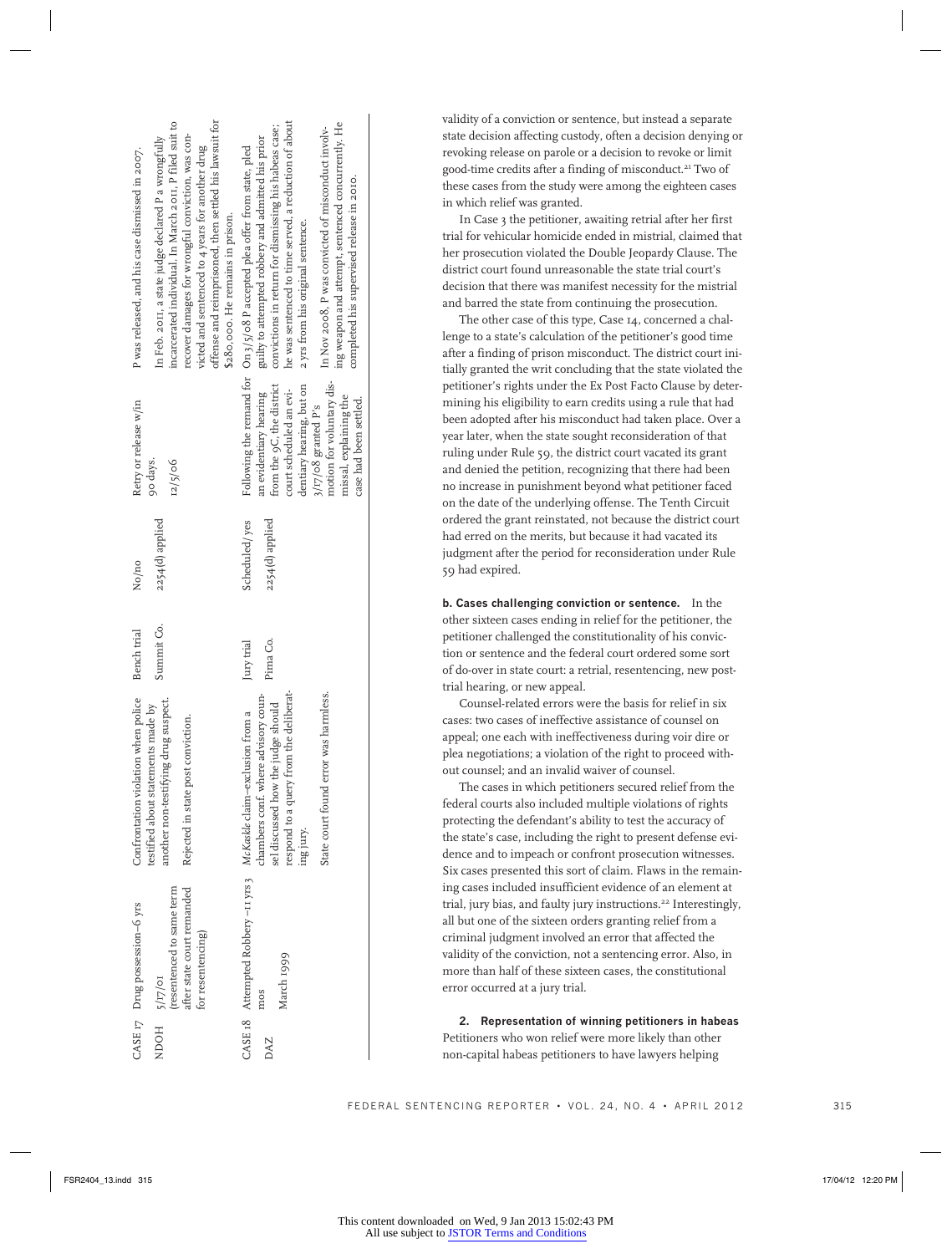| | | | | | | |
|---|---|---|---|---|---|---|
| CASE 17<br>NDOH | Drug possession–6 yrs<br>5/17/01<br>(resentenced to same term after state court remanded for resentencing) | Confrontation violation when police testified about statements made by another non-testifying drug suspect.<br>Rejected in state post conviction. | Bench trial<br>Summit Co. | No/no<br>2254(d) applied | Retry or release w/in 90 days.<br>12/5/06 | P was released, and his case dismissed in 2007.<br>In Feb. 2011, a state judge declared P a wrongfully incarcerated individual. In March 2011, P filed suit to recover damages for wrongful conviction, was convicted and sentenced to 4 years for another drug offense and reimprisoned, then settled his lawsuit for $280,000. He remains in prison. |
| CASE 18<br>DAZ | Attempted Robbery –11 yrs 3 mos<br>March 1999 | *McKaskle* claim–exclusion from a chambers conf. where advisory counsel discussed how the judge should respond to a query from the deliberating jury.<br>State court found error was harmless. | Jury trial<br>Pima Co. | Scheduled/yes<br>2254(d) applied | Following the remand for an evidentiary hearing from the 9C, the district court scheduled an evidentiary hearing, but on 3/17/08 granted P's motion for voluntary dismissal, explaining the case had been settled. | On 3/5/08 P accepted plea offer from state, pled guilty to attempted robbery and admitted his prior convictions in return for dismissing his habeas case; he was sentenced to time served, a reduction of about 2 yrs from his original sentence.<br>In Nov 2008, P was convicted of misconduct involving weapon and attempt, sentenced concurrently. He completed his supervised release in 2010. |

validity of a conviction or sentence, but instead a separate state decision affecting custody, often a decision denying or revoking release on parole or a decision to revoke or limit good-time credits after a finding of misconduct.[21] Two of these cases from the study were among the eighteen cases in which relief was granted.

In Case 3 the petitioner, awaiting retrial after her first trial for vehicular homicide ended in mistrial, claimed that her prosecution violated the Double Jeopardy Clause. The district court found unreasonable the state trial court's decision that there was manifest necessity for the mistrial and barred the state from continuing the prosecution.

The other case of this type, Case 14, concerned a challenge to a state's calculation of the petitioner's good time after a finding of prison misconduct. The district court initially granted the writ concluding that the state violated the petitioner's rights under the Ex Post Facto Clause by determining his eligibility to earn credits using a rule that had been adopted after his misconduct had taken place. Over a year later, when the state sought reconsideration of that ruling under Rule 59, the district court vacated its grant and denied the petition, recognizing that there had been no increase in punishment beyond what petitioner faced on the date of the underlying offense. The Tenth Circuit ordered the grant reinstated, not because the district court had erred on the merits, but because it had vacated its judgment after the period for reconsideration under Rule 59 had expired.

**b. Cases challenging conviction or sentence.** In the other sixteen cases ending in relief for the petitioner, the petitioner challenged the constitutionality of his conviction or sentence and the federal court ordered some sort of do-over in state court: a retrial, resentencing, new post-trial hearing, or new appeal.

Counsel-related errors were the basis for relief in six cases: two cases of ineffective assistance of counsel on appeal; one each with ineffectiveness during voir dire or plea negotiations; a violation of the right to proceed without counsel; and an invalid waiver of counsel.

The cases in which petitioners secured relief from the federal courts also included multiple violations of rights protecting the defendant's ability to test the accuracy of the state's case, including the right to present defense evidence and to impeach or confront prosecution witnesses. Six cases presented this sort of claim. Flaws in the remaining cases included insufficient evidence of an element at trial, jury bias, and faulty jury instructions.[22] Interestingly, all but one of the sixteen orders granting relief from a criminal judgment involved an error that affected the validity of the conviction, not a sentencing error. Also, in more than half of these sixteen cases, the constitutional error occurred at a jury trial.

**2. Representation of winning petitioners in habeas**

Petitioners who won relief were more likely than other non-capital habeas petitioners to have lawyers helping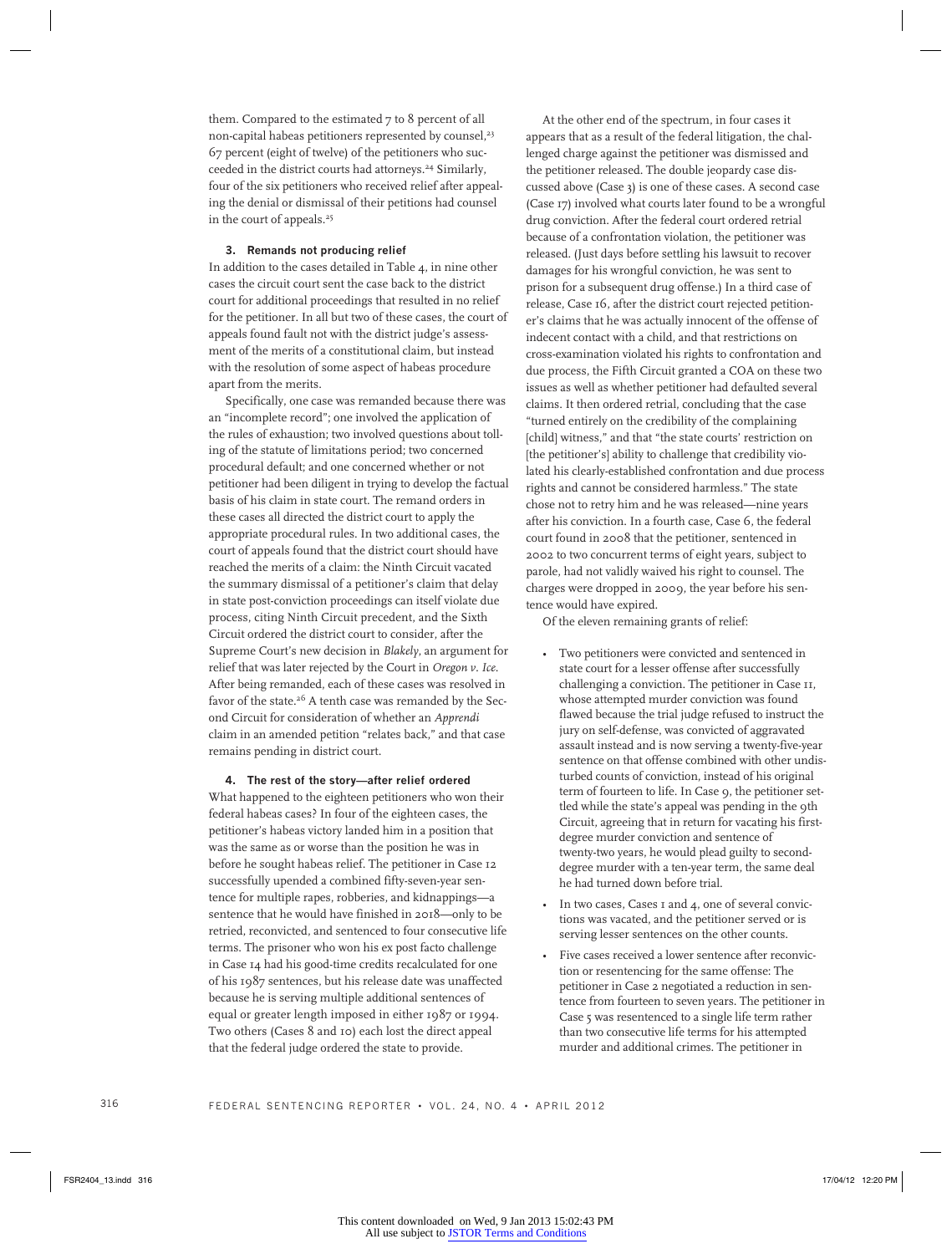them. Compared to the estimated 7 to 8 percent of all non-capital habeas petitioners represented by counsel,[23] 67 percent (eight of twelve) of the petitioners who succeeded in the district courts had attorneys.[24] Similarly, four of the six petitioners who received relief after appealing the denial or dismissal of their petitions had counsel in the court of appeals.[25]

### 3. Remands not producing relief

In addition to the cases detailed in Table 4, in nine other cases the circuit court sent the case back to the district court for additional proceedings that resulted in no relief for the petitioner. In all but two of these cases, the court of appeals found fault not with the district judge's assessment of the merits of a constitutional claim, but instead with the resolution of some aspect of habeas procedure apart from the merits.

Specifically, one case was remanded because there was an "incomplete record"; one involved the application of the rules of exhaustion; two involved questions about tolling of the statute of limitations period; two concerned procedural default; and one concerned whether or not petitioner had been diligent in trying to develop the factual basis of his claim in state court. The remand orders in these cases all directed the district court to apply the appropriate procedural rules. In two additional cases, the court of appeals found that the district court should have reached the merits of a claim: the Ninth Circuit vacated the summary dismissal of a petitioner's claim that delay in state post-conviction proceedings can itself violate due process, citing Ninth Circuit precedent, and the Sixth Circuit ordered the district court to consider, after the Supreme Court's new decision in *Blakely*, an argument for relief that was later rejected by the Court in *Oregon v. Ice*. After being remanded, each of these cases was resolved in favor of the state.[26] A tenth case was remanded by the Second Circuit for consideration of whether an *Apprendi* claim in an amended petition "relates back," and that case remains pending in district court.

### 4. The rest of the story—after relief ordered

What happened to the eighteen petitioners who won their federal habeas cases? In four of the eighteen cases, the petitioner's habeas victory landed him in a position that was the same as or worse than the position he was in before he sought habeas relief. The petitioner in Case 12 successfully upended a combined fifty-seven-year sentence for multiple rapes, robberies, and kidnappings—a sentence that he would have finished in 2018—only to be retried, reconvicted, and sentenced to four consecutive life terms. The prisoner who won his ex post facto challenge in Case 14 had his good-time credits recalculated for one of his 1987 sentences, but his release date was unaffected because he is serving multiple additional sentences of equal or greater length imposed in either 1987 or 1994. Two others (Cases 8 and 10) each lost the direct appeal that the federal judge ordered the state to provide.

At the other end of the spectrum, in four cases it appears that as a result of the federal litigation, the challenged charge against the petitioner was dismissed and the petitioner released. The double jeopardy case discussed above (Case 3) is one of these cases. A second case (Case 17) involved what courts later found to be a wrongful drug conviction. After the federal court ordered retrial because of a confrontation violation, the petitioner was released. (Just days before settling his lawsuit to recover damages for his wrongful conviction, he was sent to prison for a subsequent drug offense.) In a third case of release, Case 16, after the district court rejected petitioner's claims that he was actually innocent of the offense of indecent contact with a child, and that restrictions on cross-examination violated his rights to confrontation and due process, the Fifth Circuit granted a COA on these two issues as well as whether petitioner had defaulted several claims. It then ordered retrial, concluding that the case "turned entirely on the credibility of the complaining [child] witness," and that "the state courts' restriction on [the petitioner's] ability to challenge that credibility violated his clearly-established confrontation and due process rights and cannot be considered harmless." The state chose not to retry him and he was released—nine years after his conviction. In a fourth case, Case 6, the federal court found in 2008 that the petitioner, sentenced in 2002 to two concurrent terms of eight years, subject to parole, had not validly waived his right to counsel. The charges were dropped in 2009, the year before his sentence would have expired.

Of the eleven remaining grants of relief:

- Two petitioners were convicted and sentenced in state court for a lesser offense after successfully challenging a conviction. The petitioner in Case 11, whose attempted murder conviction was found flawed because the trial judge refused to instruct the jury on self-defense, was convicted of aggravated assault instead and is now serving a twenty-five-year sentence on that offense combined with other undisturbed counts of conviction, instead of his original term of fourteen to life. In Case 9, the petitioner settled while the state's appeal was pending in the 9th Circuit, agreeing that in return for vacating his first-degree murder conviction and sentence of twenty-two years, he would plead guilty to second-degree murder with a ten-year term, the same deal he had turned down before trial.
- In two cases, Cases 1 and 4, one of several convictions was vacated, and the petitioner served or is serving lesser sentences on the other counts.
- Five cases received a lower sentence after reconviction or resentencing for the same offense: The petitioner in Case 2 negotiated a reduction in sentence from fourteen to seven years. The petitioner in Case 5 was resentenced to a single life term rather than two consecutive life terms for his attempted murder and additional crimes. The petitioner in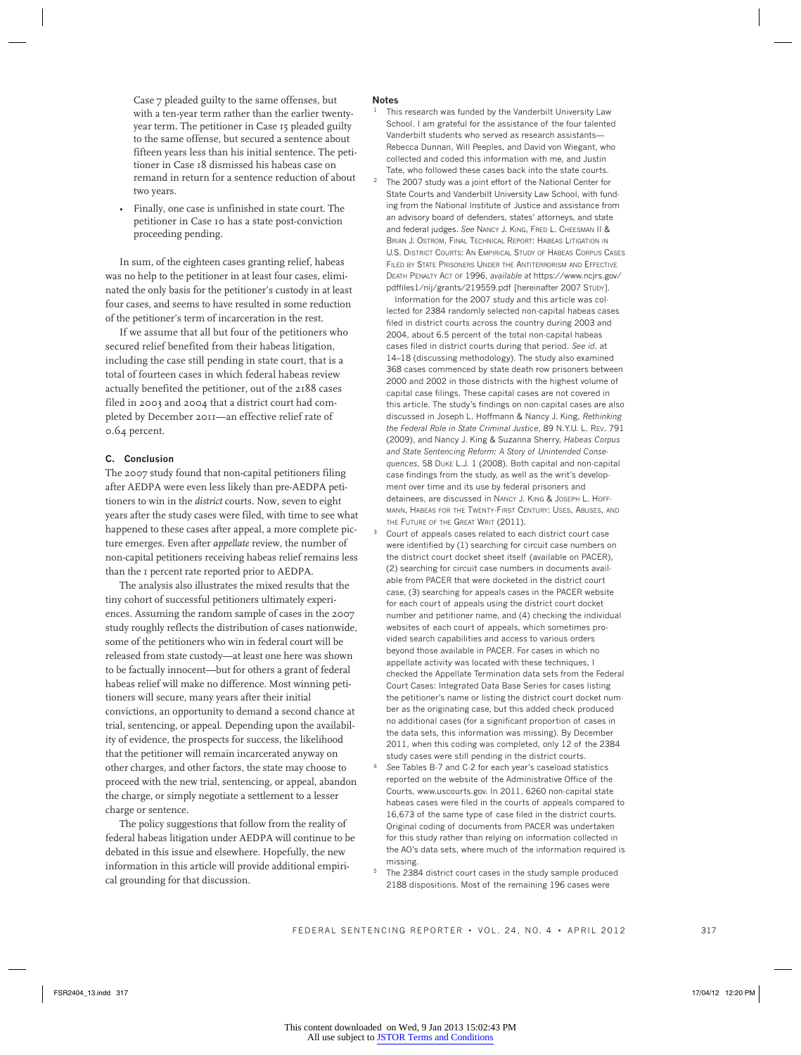Case 7 pleaded guilty to the same offenses, but with a ten-year term rather than the earlier twenty-year term. The petitioner in Case 15 pleaded guilty to the same offense, but secured a sentence about fifteen years less than his initial sentence. The petitioner in Case 18 dismissed his habeas case on remand in return for a sentence reduction of about two years.

- Finally, one case is unfinished in state court. The petitioner in Case 10 has a state post-conviction proceeding pending.

In sum, of the eighteen cases granting relief, habeas was no help to the petitioner in at least four cases, eliminated the only basis for the petitioner's custody in at least four cases, and seems to have resulted in some reduction of the petitioner's term of incarceration in the rest.

If we assume that all but four of the petitioners who secured relief benefited from their habeas litigation, including the case still pending in state court, that is a total of fourteen cases in which federal habeas review actually benefited the petitioner, out of the 2188 cases filed in 2003 and 2004 that a district court had completed by December 2011—an effective relief rate of 0.64 percent.

## C. Conclusion

The 2007 study found that non-capital petitioners filing after AEDPA were even less likely than pre-AEDPA petitioners to win in the *district* courts. Now, seven to eight years after the study cases were filed, with time to see what happened to these cases after appeal, a more complete picture emerges. Even after *appellate* review, the number of non-capital petitioners receiving habeas relief remains less than the 1 percent rate reported prior to AEDPA.

The analysis also illustrates the mixed results that the tiny cohort of successful petitioners ultimately experiences. Assuming the random sample of cases in the 2007 study roughly reflects the distribution of cases nationwide, some of the petitioners who win in federal court will be released from state custody—at least one here was shown to be factually innocent—but for others a grant of federal habeas relief will make no difference. Most winning petitioners will secure, many years after their initial convictions, an opportunity to demand a second chance at trial, sentencing, or appeal. Depending upon the availability of evidence, the prospects for success, the likelihood that the petitioner will remain incarcerated anyway on other charges, and other factors, the state may choose to proceed with the new trial, sentencing, or appeal, abandon the charge, or simply negotiate a settlement to a lesser charge or sentence.

The policy suggestions that follow from the reality of federal habeas litigation under AEDPA will continue to be debated in this issue and elsewhere. Hopefully, the new information in this article will provide additional empirical grounding for that discussion.

### Notes

1. This research was funded by the Vanderbilt University Law School. I am grateful for the assistance of the four talented Vanderbilt students who served as research assistants—Rebecca Dunnan, Will Peeples, and David von Wiegant, who collected and coded this information with me, and Justin Tate, who followed these cases back into the state courts.

2. The 2007 study was a joint effort of the National Center for State Courts and Vanderbilt University Law School, with funding from the National Institute of Justice and assistance from an advisory board of defenders, states' attorneys, and state and federal judges. *See* Nancy J. King, Fred L. Cheesman II & Brian J. Ostrom, Final Technical Report: Habeas Litigation in U.S. District Courts: An Empirical Study of Habeas Corpus Cases Filed by State Prisoners Under the Antiterrorism and Effective Death Penalty Act of 1996, *available at* https://www.ncjrs.gov/pdffiles1/nij/grants/219559.pdf [hereinafter 2007 Study].

   Information for the 2007 study and this article was collected for 2384 randomly selected non-capital habeas cases filed in district courts across the country during 2003 and 2004, about 6.5 percent of the total non-capital habeas cases filed in district courts during that period. *See id.* at 14–18 (discussing methodology). The study also examined 368 cases commenced by state death row prisoners between 2000 and 2002 in those districts with the highest volume of capital case filings. These capital cases are not covered in this article. The study's findings on non-capital cases are also discussed in Joseph L. Hoffmann & Nancy J. King, *Rethinking the Federal Role in State Criminal Justice*, 89 N.Y.U. L. Rev. 791 (2009), and Nancy J. King & Suzanna Sherry, *Habeas Corpus and State Sentencing Reform: A Story of Unintended Consequences*, 58 Duke L.J. 1 (2008). Both capital and non-capital case findings from the study, as well as the writ's development over time and its use by federal prisoners and detainees, are discussed in Nancy J. King & Joseph L. Hoffmann, Habeas for the Twenty-First Century: Uses, Abuses, and the Future of the Great Writ (2011).

3. Court of appeals cases related to each district court case were identified by (1) searching for circuit case numbers on the district court docket sheet itself (available on PACER), (2) searching for circuit case numbers in documents available from PACER that were docketed in the district court case, (3) searching for appeals cases in the PACER website for each court of appeals using the district court docket number and petitioner name, and (4) checking the individual websites of each court of appeals, which sometimes provided search capabilities and access to various orders beyond those available in PACER. For cases in which no appellate activity was located with these techniques, I checked the Appellate Termination data sets from the Federal Court Cases: Integrated Data Base Series for cases listing the petitioner's name or listing the district court docket number as the originating case, but this added check produced no additional cases (for a significant proportion of cases in the data sets, this information was missing). By December 2011, when this coding was completed, only 12 of the 2384 study cases were still pending in the district courts.

4. *See* Tables B-7 and C-2 for each year's caseload statistics reported on the website of the Administrative Office of the Courts, www.uscourts.gov. In 2011, 6260 non-capital state habeas cases were filed in the courts of appeals compared to 16,673 of the same type of case filed in the district courts. Original coding of documents from PACER was undertaken for this study rather than relying on information collected in the AO's data sets, where much of the information required is missing.

5. The 2384 district court cases in the study sample produced 2188 dispositions. Most of the remaining 196 cases were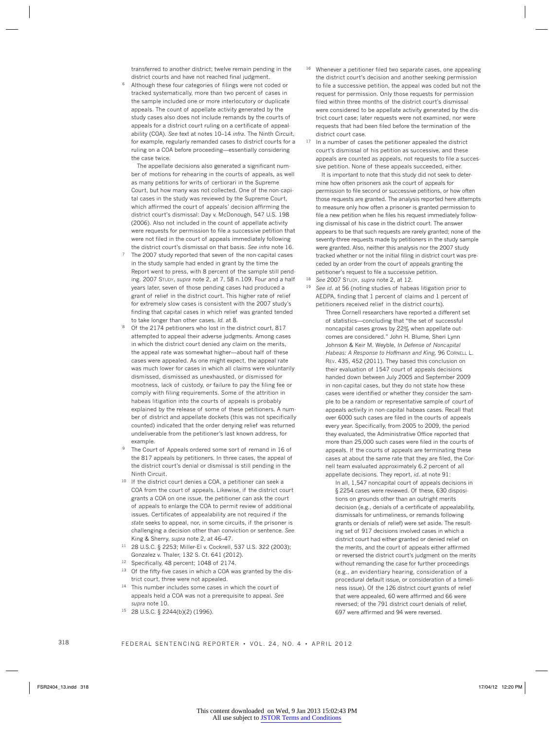transferred to another district; twelve remain pending in the district courts and have not reached final judgment.

6 Although these four categories of filings were not coded or tracked systematically, more than two percent of cases in the sample included one or more interlocutory or duplicate appeals. The count of appellate activity generated by the study cases also does not include remands by the courts of appeals for a district court ruling on a certificate of appealability (COA). *See* text at notes 10–14 *infra*. The Ninth Circuit, for example, regularly remanded cases to district courts for a ruling on a COA before proceeding—essentially considering the case twice.

The appellate decisions also generated a significant number of motions for rehearing in the courts of appeals, as well as many petitions for writs of certiorari in the Supreme Court, but how many was not collected. One of the non-capital cases in the study was reviewed by the Supreme Court, which affirmed the court of appeals' decision affirming the district court's dismissal: Day v. McDonough, 547 U.S. 198 (2006). Also not included in the count of appellate activity were requests for permission to file a successive petition that were not filed in the court of appeals immediately following the district court's dismissal on that basis. *See infra* note 16.

7 The 2007 study reported that seven of the non-capital cases in the study sample had ended in grant by the time the Report went to press, with 8 percent of the sample still pending. 2007 Study, *supra* note 2, at 7, 58 n.109. Four and a half years later, seven of those pending cases had produced a grant of relief in the district court. This higher rate of relief for extremely slow cases is consistent with the 2007 study's finding that capital cases in which relief was granted tended to take longer than other cases. *Id.* at 8.

8 Of the 2174 petitioners who lost in the district court, 817 attempted to appeal their adverse judgments. Among cases in which the district court denied any claim on the merits, the appeal rate was somewhat higher—about half of these cases were appealed. As one might expect, the appeal rate was much lower for cases in which all claims were voluntarily dismissed, dismissed as unexhausted, or dismissed for mootness, lack of custody, or failure to pay the filing fee or comply with filing requirements. Some of the attrition in habeas litigation into the courts of appeals is probably explained by the release of some of these petitioners. A number of district and appellate dockets (this was not specifically counted) indicated that the order denying relief was returned undeliverable from the petitioner's last known address, for example.

9 The Court of Appeals ordered some sort of remand in 16 of the 817 appeals by petitioners. In three cases, the appeal of the district court's denial or dismissal is still pending in the Ninth Circuit.

10 If the district court denies a COA, a petitioner can seek a COA from the court of appeals. Likewise, if the district court grants a COA on one issue, the petitioner can ask the court of appeals to enlarge the COA to permit review of additional issues. Certificates of appealability are not required if the *state* seeks to appeal, nor, in some circuits, if the prisoner is challenging a decision other than conviction or sentence. *See* King & Sherry, *supra* note 2, at 46–47.

11 28 U.S.C. § 2253; Miller-El v. Cockrell, 537 U.S. 322 (2003); Gonzalez v. Thaler, 132 S. Ct. 641 (2012).

12 Specifically, 48 percent; 1048 of 2174.

13 Of the fifty-five cases in which a COA was granted by the district court, three were not appealed.

14 This number includes some cases in which the court of appeals held a COA was not a prerequisite to appeal. *See supra* note 10.

15 28 U.S.C. § 2244(b)(2) (1996).

16 Whenever a petitioner filed two separate cases, one appealing the district court's decision and another seeking permission to file a successive petition, the appeal was coded but not the request for permission. Only those requests for permission filed within three months of the district court's dismissal were considered to be appellate activity generated by the district court case; later requests were not examined, nor were requests that had been filed before the termination of the district court case.

17 In a number of cases the petitioner appealed the district court's dismissal of his petition as successive, and these appeals are counted as appeals, not requests to file a successive petition. None of these appeals succeeded, either.

It is important to note that this study did not seek to determine how often prisoners ask the court of appeals for permission to file second or successive petitions, or how often those requests are granted. The analysis reported here attempts to measure only how often a prisoner is granted permission to file a new petition when he files his request immediately following dismissal of his case in the district court. The answer appears to be that such requests are rarely granted; none of the seventy-three requests made by petitioners in the study sample were granted. Also, neither this analysis nor the 2007 study tracked whether or not the initial filing in district court was preceded by an order from the court of appeals granting the petitioner's request to file a successive petition.

18 *See* 2007 Study, *supra* note 2, at 12.

19 *See id.* at 56 (noting studies of habeas litigation prior to AEDPA, finding that 1 percent of claims and 1 percent of petitioners received relief in the district courts).

Three Cornell researchers have reported a different set of statistics—concluding that "the set of successful noncapital cases grows by 22% when appellate outcomes are considered." John H. Blume, Sheri Lynn Johnson & Keir M. Weyble, *In Defense of Noncapital Habeas: A Response to Hoffmann and King*, 96 Cornell L. Rev. 435, 452 (2011). They based this conclusion on their evaluation of 1547 court of appeals decisions handed down between July 2005 and September 2009 in non-capital cases, but they do not state how these cases were identified or whether they consider the sample to be a random or representative sample of court of appeals activity in non-capital habeas cases. Recall that over 6000 such cases are filed in the courts of appeals every year. Specifically, from 2005 to 2009, the period they evaluated, the Administrative Office reported that more than 25,000 such cases were filed in the courts of appeals. If the courts of appeals are terminating these cases at about the same rate that they are filed, the Cornell team evaluated approximately 6.2 percent of all appellate decisions. They report, *id.* at note 91:

> In all, 1,547 noncapital court of appeals decisions in § 2254 cases were reviewed. Of these, 630 dispositions on grounds other than an outright merits decision (e.g., denials of a certificate of appealability, dismissals for untimeliness, or remands following grants or denials of relief) were set aside. The resulting set of 917 decisions involved cases in which a district court had either granted or denied relief on the merits, and the court of appeals either affirmed or reversed the district court's judgment on the merits without remanding the case for further proceedings (e.g., an evidentiary hearing, consideration of a procedural default issue, or consideration of a timeliness issue). Of the 126 district court grants of relief that were appealed, 60 were affirmed and 66 were reversed; of the 791 district court denials of relief, 697 were affirmed and 94 were reversed.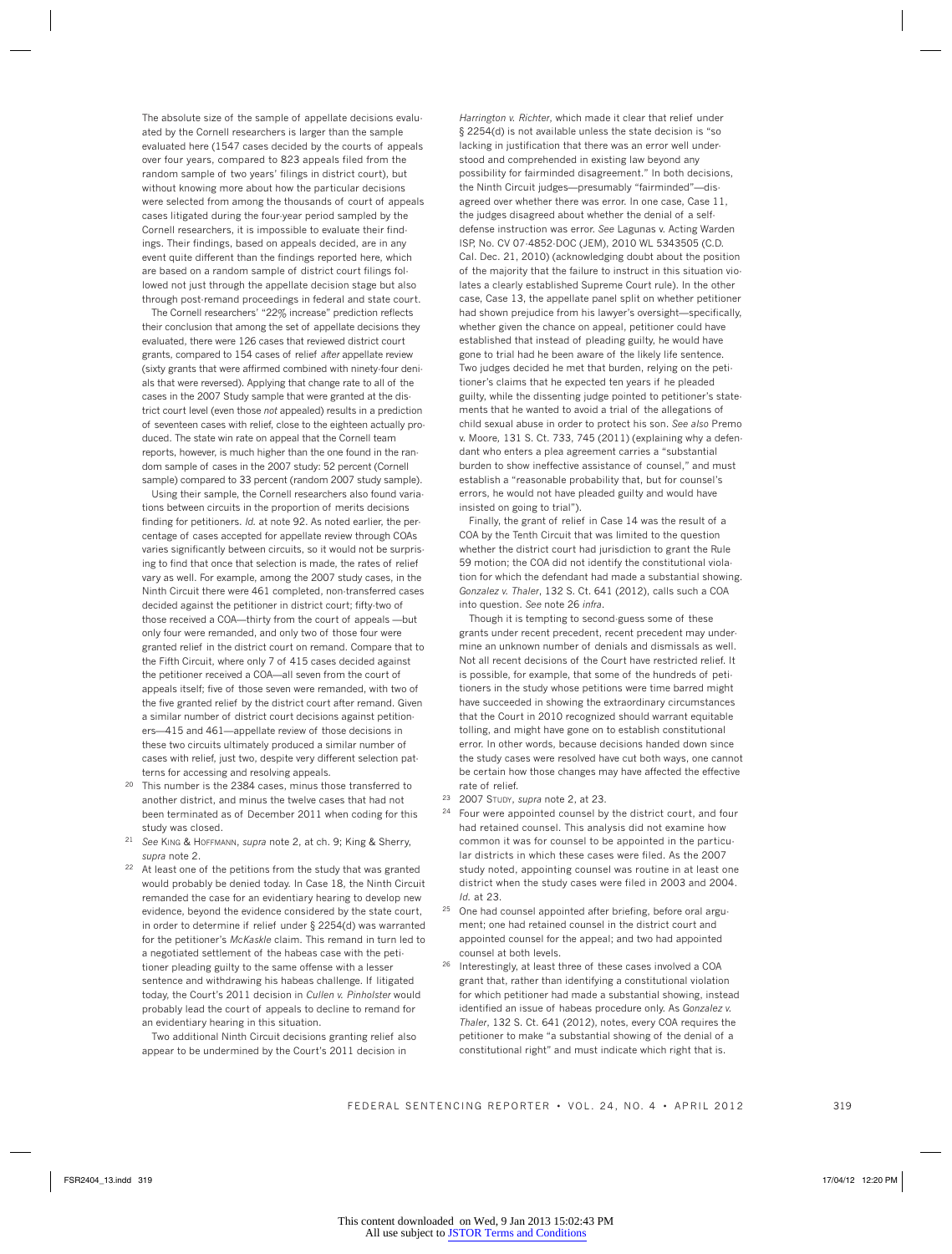The absolute size of the sample of appellate decisions evaluated by the Cornell researchers is larger than the sample evaluated here (1547 cases decided by the courts of appeals over four years, compared to 823 appeals filed from the random sample of two years' filings in district court), but without knowing more about how the particular decisions were selected from among the thousands of court of appeals cases litigated during the four-year period sampled by the Cornell researchers, it is impossible to evaluate their findings. Their findings, based on appeals decided, are in any event quite different than the findings reported here, which are based on a random sample of district court filings followed not just through the appellate decision stage but also through post-remand proceedings in federal and state court.

The Cornell researchers' "22% increase" prediction reflects their conclusion that among the set of appellate decisions they evaluated, there were 126 cases that reviewed district court grants, compared to 154 cases of relief *after* appellate review (sixty grants that were affirmed combined with ninety-four denials that were reversed). Applying that change rate to all of the cases in the 2007 Study sample that were granted at the district court level (even those *not* appealed) results in a prediction of seventeen cases with relief, close to the eighteen actually produced. The state win rate on appeal that the Cornell team reports, however, is much higher than the one found in the random sample of cases in the 2007 study: 52 percent (Cornell sample) compared to 33 percent (random 2007 study sample).

Using their sample, the Cornell researchers also found variations between circuits in the proportion of merits decisions finding for petitioners. *Id.* at note 92. As noted earlier, the percentage of cases accepted for appellate review through COAs varies significantly between circuits, so it would not be surprising to find that once that selection is made, the rates of relief vary as well. For example, among the 2007 study cases, in the Ninth Circuit there were 461 completed, non-transferred cases decided against the petitioner in district court; fifty-two of those received a COA—thirty from the court of appeals —but only four were remanded, and only two of those four were granted relief in the district court on remand. Compare that to the Fifth Circuit, where only 7 of 415 cases decided against the petitioner received a COA—all seven from the court of appeals itself; five of those seven were remanded, with two of the five granted relief by the district court after remand. Given a similar number of district court decisions against petitioners—415 and 461—appellate review of those decisions in these two circuits ultimately produced a similar number of cases with relief, just two, despite very different selection patterns for accessing and resolving appeals.

[20] This number is the 2384 cases, minus those transferred to another district, and minus the twelve cases that had not been terminated as of December 2011 when coding for this study was closed.

[21] *See* King & Hoffmann, *supra* note 2, at ch. 9; King & Sherry, *supra* note 2.

[22] At least one of the petitions from the study that was granted would probably be denied today. In Case 18, the Ninth Circuit remanded the case for an evidentiary hearing to develop new evidence, beyond the evidence considered by the state court, in order to determine if relief under § 2254(d) was warranted for the petitioner's *McKaskle* claim. This remand in turn led to a negotiated settlement of the habeas case with the petitioner pleading guilty to the same offense with a lesser sentence and withdrawing his habeas challenge. If litigated today, the Court's 2011 decision in *Cullen v. Pinholster* would probably lead the court of appeals to decline to remand for an evidentiary hearing in this situation.

Two additional Ninth Circuit decisions granting relief also appear to be undermined by the Court's 2011 decision in *Harrington v. Richter*, which made it clear that relief under § 2254(d) is not available unless the state decision is "so lacking in justification that there was an error well understood and comprehended in existing law beyond any possibility for fairminded disagreement." In both decisions, the Ninth Circuit judges—presumably "fairminded"—disagreed over whether there was error. In one case, Case 11, the judges disagreed about whether the denial of a self-defense instruction was error. *See* Lagunas v. Acting Warden ISP, No. CV 07-4852-DOC (JEM), 2010 WL 5343505 (C.D. Cal. Dec. 21, 2010) (acknowledging doubt about the position of the majority that the failure to instruct in this situation violates a clearly established Supreme Court rule). In the other case, Case 13, the appellate panel split on whether petitioner had shown prejudice from his lawyer's oversight—specifically, whether given the chance on appeal, petitioner could have established that instead of pleading guilty, he would have gone to trial had he been aware of the likely life sentence. Two judges decided he met that burden, relying on the petitioner's claims that he expected ten years if he pleaded guilty, while the dissenting judge pointed to petitioner's statements that he wanted to avoid a trial of the allegations of child sexual abuse in order to protect his son. *See also* Premo v. Moore, 131 S. Ct. 733, 745 (2011) (explaining why a defendant who enters a plea agreement carries a "substantial burden to show ineffective assistance of counsel," and must establish a "reasonable probability that, but for counsel's errors, he would not have pleaded guilty and would have insisted on going to trial").

Finally, the grant of relief in Case 14 was the result of a COA by the Tenth Circuit that was limited to the question whether the district court had jurisdiction to grant the Rule 59 motion; the COA did not identify the constitutional violation for which the defendant had made a substantial showing. *Gonzalez v. Thaler*, 132 S. Ct. 641 (2012), calls such a COA into question. *See* note 26 *infra*.

Though it is tempting to second-guess some of these grants under recent precedent, recent precedent may undermine an unknown number of denials and dismissals as well. Not all recent decisions of the Court have restricted relief. It is possible, for example, that some of the hundreds of petitioners in the study whose petitions were time barred might have succeeded in showing the extraordinary circumstances that the Court in 2010 recognized should warrant equitable tolling, and might have gone on to establish constitutional error. In other words, because decisions handed down since the study cases were resolved have cut both ways, one cannot be certain how those changes may have affected the effective rate of relief.

[23] 2007 Study, *supra* note 2, at 23.

[24] Four were appointed counsel by the district court, and four had retained counsel. This analysis did not examine how common it was for counsel to be appointed in the particular districts in which these cases were filed. As the 2007 study noted, appointing counsel was routine in at least one district when the study cases were filed in 2003 and 2004. *Id.* at 23.

[25] One had counsel appointed after briefing, before oral argument; one had retained counsel in the district court and appointed counsel for the appeal; and two had appointed counsel at both levels.

[26] Interestingly, at least three of these cases involved a COA grant that, rather than identifying a constitutional violation for which petitioner had made a substantial showing, instead identified an issue of habeas procedure only. As *Gonzalez v. Thaler*, 132 S. Ct. 641 (2012), notes, every COA requires the petitioner to make "a substantial showing of the denial of a constitutional right" and must indicate which right that is.